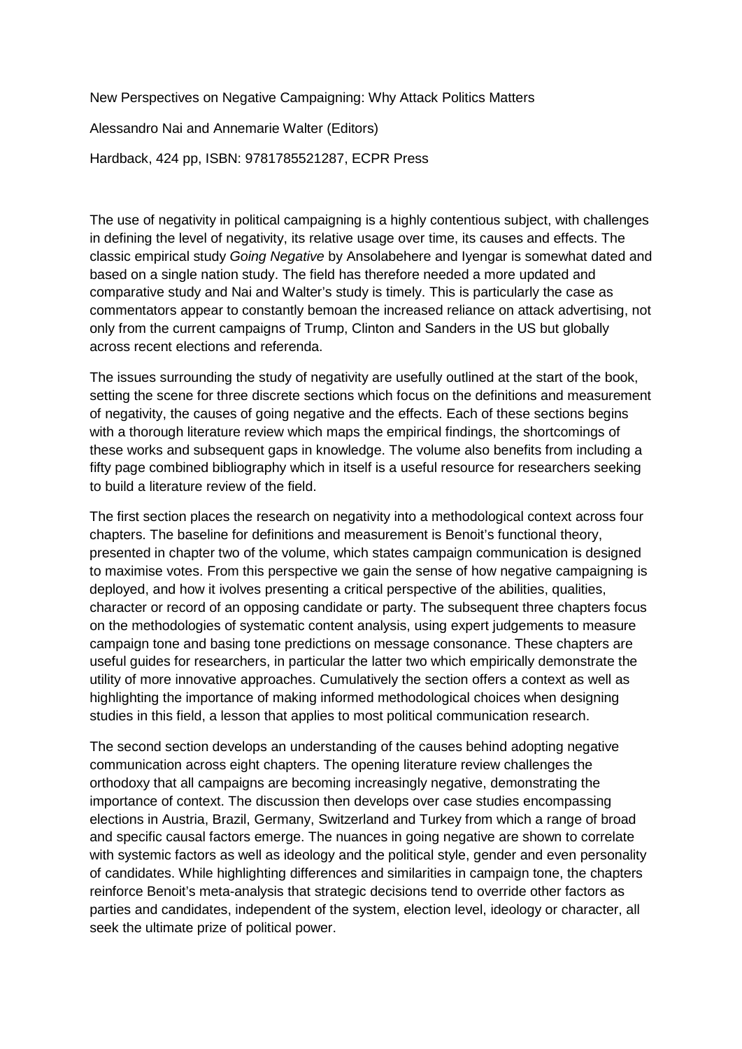New Perspectives on Negative Campaigning: Why Attack Politics Matters

Alessandro Nai and Annemarie Walter (Editors)

Hardback, 424 pp, ISBN: 9781785521287, ECPR Press

The use of negativity in political campaigning is a highly contentious subject, with challenges in defining the level of negativity, its relative usage over time, its causes and effects. The classic empirical study *Going Negative* by Ansolabehere and Iyengar is somewhat dated and based on a single nation study. The field has therefore needed a more updated and comparative study and Nai and Walter's study is timely. This is particularly the case as commentators appear to constantly bemoan the increased reliance on attack advertising, not only from the current campaigns of Trump, Clinton and Sanders in the US but globally across recent elections and referenda.

The issues surrounding the study of negativity are usefully outlined at the start of the book, setting the scene for three discrete sections which focus on the definitions and measurement of negativity, the causes of going negative and the effects. Each of these sections begins with a thorough literature review which maps the empirical findings, the shortcomings of these works and subsequent gaps in knowledge. The volume also benefits from including a fifty page combined bibliography which in itself is a useful resource for researchers seeking to build a literature review of the field.

The first section places the research on negativity into a methodological context across four chapters. The baseline for definitions and measurement is Benoit's functional theory, presented in chapter two of the volume, which states campaign communication is designed to maximise votes. From this perspective we gain the sense of how negative campaigning is deployed, and how it ivolves presenting a critical perspective of the abilities, qualities, character or record of an opposing candidate or party. The subsequent three chapters focus on the methodologies of systematic content analysis, using expert judgements to measure campaign tone and basing tone predictions on message consonance. These chapters are useful guides for researchers, in particular the latter two which empirically demonstrate the utility of more innovative approaches. Cumulatively the section offers a context as well as highlighting the importance of making informed methodological choices when designing studies in this field, a lesson that applies to most political communication research.

The second section develops an understanding of the causes behind adopting negative communication across eight chapters. The opening literature review challenges the orthodoxy that all campaigns are becoming increasingly negative, demonstrating the importance of context. The discussion then develops over case studies encompassing elections in Austria, Brazil, Germany, Switzerland and Turkey from which a range of broad and specific causal factors emerge. The nuances in going negative are shown to correlate with systemic factors as well as ideology and the political style, gender and even personality of candidates. While highlighting differences and similarities in campaign tone, the chapters reinforce Benoit's meta-analysis that strategic decisions tend to override other factors as parties and candidates, independent of the system, election level, ideology or character, all seek the ultimate prize of political power.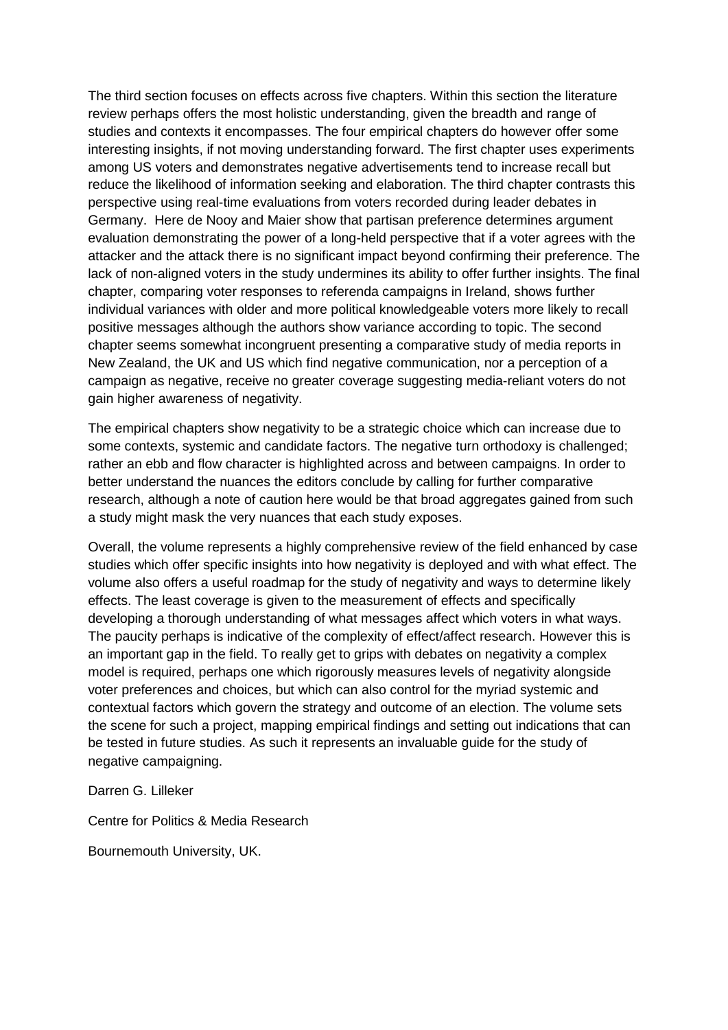The third section focuses on effects across five chapters. Within this section the literature review perhaps offers the most holistic understanding, given the breadth and range of studies and contexts it encompasses. The four empirical chapters do however offer some interesting insights, if not moving understanding forward. The first chapter uses experiments among US voters and demonstrates negative advertisements tend to increase recall but reduce the likelihood of information seeking and elaboration. The third chapter contrasts this perspective using real-time evaluations from voters recorded during leader debates in Germany. Here de Nooy and Maier show that partisan preference determines argument evaluation demonstrating the power of a long-held perspective that if a voter agrees with the attacker and the attack there is no significant impact beyond confirming their preference. The lack of non-aligned voters in the study undermines its ability to offer further insights. The final chapter, comparing voter responses to referenda campaigns in Ireland, shows further individual variances with older and more political knowledgeable voters more likely to recall positive messages although the authors show variance according to topic. The second chapter seems somewhat incongruent presenting a comparative study of media reports in New Zealand, the UK and US which find negative communication, nor a perception of a campaign as negative, receive no greater coverage suggesting media-reliant voters do not gain higher awareness of negativity.

The empirical chapters show negativity to be a strategic choice which can increase due to some contexts, systemic and candidate factors. The negative turn orthodoxy is challenged; rather an ebb and flow character is highlighted across and between campaigns. In order to better understand the nuances the editors conclude by calling for further comparative research, although a note of caution here would be that broad aggregates gained from such a study might mask the very nuances that each study exposes.

Overall, the volume represents a highly comprehensive review of the field enhanced by case studies which offer specific insights into how negativity is deployed and with what effect. The volume also offers a useful roadmap for the study of negativity and ways to determine likely effects. The least coverage is given to the measurement of effects and specifically developing a thorough understanding of what messages affect which voters in what ways. The paucity perhaps is indicative of the complexity of effect/affect research. However this is an important gap in the field. To really get to grips with debates on negativity a complex model is required, perhaps one which rigorously measures levels of negativity alongside voter preferences and choices, but which can also control for the myriad systemic and contextual factors which govern the strategy and outcome of an election. The volume sets the scene for such a project, mapping empirical findings and setting out indications that can be tested in future studies. As such it represents an invaluable guide for the study of negative campaigning.

Darren G. Lilleker

Centre for Politics & Media Research

Bournemouth University, UK.